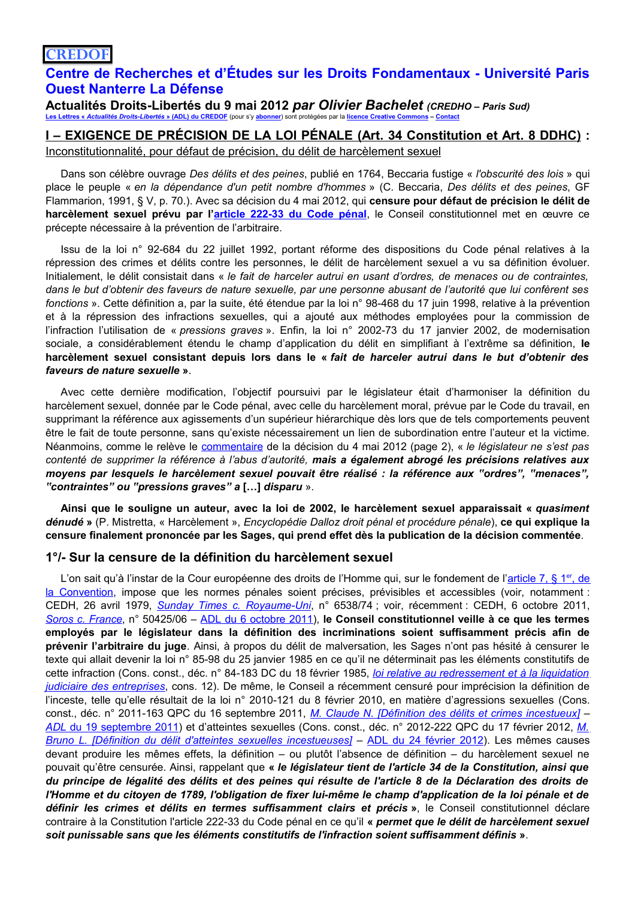**CREDOF**

## Centre de Recherches et d'Études sur les Droits Fondamentaux - Université Paris Ouest Nanterre La Défense

**Actualités Droits-Libertés du 9 mai 2012** ***par Olivier Bachelet*** ***(CREDHO – Paris Sud)***

Les Lettres « *Actualités Droits-Libertés* » (ADL) du CREDOF (pour s'y abonner) sont protégées par la licence Creative Commons – Contact

## I – EXIGENCE DE PRÉCISION DE LA LOI PÉNALE (Art. 34 Constitution et Art. 8 DDHC) :

Inconstitutionnalité, pour défaut de précision, du délit de harcèlement sexuel

Dans son célèbre ouvrage *Des délits et des peines*, publié en 1764, Beccaria fustige « *l'obscurité des lois* » qui place le peuple « *en la dépendance d'un petit nombre d'hommes* » (C. Beccaria, *Des délits et des peines*, GF Flammarion, 1991, § V, p. 70.). Avec sa décision du 4 mai 2012, qui **censure pour défaut de précision le délit de harcèlement sexuel prévu par l'article 222-33 du Code pénal**, le Conseil constitutionnel met en œuvre ce précepte nécessaire à la prévention de l'arbitraire.

Issu de la loi n° 92-684 du 22 juillet 1992, portant réforme des dispositions du Code pénal relatives à la répression des crimes et délits contre les personnes, le délit de harcèlement sexuel a vu sa définition évoluer. Initialement, le délit consistait dans « *le fait de harceler autrui en usant d'ordres, de menaces ou de contraintes, dans le but d'obtenir des faveurs de nature sexuelle, par une personne abusant de l'autorité que lui confèrent ses fonctions* ». Cette définition a, par la suite, été étendue par la loi n° 98-468 du 17 juin 1998, relative à la prévention et à la répression des infractions sexuelles, qui a ajouté aux méthodes employées pour la commission de l'infraction l'utilisation de « *pressions graves* ». Enfin, la loi n° 2002-73 du 17 janvier 2002, de modernisation sociale, a considérablement étendu le champ d'application du délit en simplifiant à l'extrême sa définition, **le harcèlement sexuel consistant depuis lors dans le « *fait de harceler autrui dans le but d'obtenir des faveurs de nature sexuelle* »**.

Avec cette dernière modification, l'objectif poursuivi par le législateur était d'harmoniser la définition du harcèlement sexuel, donnée par le Code pénal, avec celle du harcèlement moral, prévue par le Code du travail, en supprimant la référence aux agissements d'un supérieur hiérarchique dès lors que de tels comportements peuvent être le fait de toute personne, sans qu'existe nécessairement un lien de subordination entre l'auteur et la victime. Néanmoins, comme le relève le commentaire de la décision du 4 mai 2012 (page 2), « *le législateur ne s'est pas contenté de supprimer la référence à l'abus d'autorité,* ***mais a également abrogé les précisions relatives aux moyens par lesquels le harcèlement sexuel pouvait être réalisé : la référence aux "ordres", "menaces", "contraintes" ou "pressions graves" a*** **[…]** ***disparu*** ».

**Ainsi que le souligne un auteur, avec la loi de 2002, le harcèlement sexuel apparaissait « *quasiment dénudé* »** (P. Mistretta, « Harcèlement », *Encyclopédie Dalloz droit pénal et procédure pénale*), **ce qui explique la censure finalement prononcée par les Sages, qui prend effet dès la publication de la décision commentée**.

### 1°/- Sur la censure de la définition du harcèlement sexuel

L'on sait qu'à l'instar de la Cour européenne des droits de l'Homme qui, sur le fondement de l'article 7, § 1er, de la Convention, impose que les normes pénales soient précises, prévisibles et accessibles (voir, notamment : CEDH, 26 avril 1979, *Sunday Times c. Royaume-Uni*, n° 6538/74 ; voir, récemment : CEDH, 6 octobre 2011, *Soros c. France*, n° 50425/06 – ADL du 6 octobre 2011), **le Conseil constitutionnel veille à ce que les termes employés par le législateur dans la définition des incriminations soient suffisamment précis afin de prévenir l'arbitraire du juge**. Ainsi, à propos du délit de malversation, les Sages n'ont pas hésité à censurer le texte qui allait devenir la loi n° 85-98 du 25 janvier 1985 en ce qu'il ne déterminait pas les éléments constitutifs de cette infraction (Cons. const., déc. n° 84-183 DC du 18 février 1985, *loi relative au redressement et à la liquidation judiciaire des entreprises*, cons. 12). De même, le Conseil a récemment censuré pour imprécision la définition de l'inceste, telle qu'elle résultait de la loi n° 2010-121 du 8 février 2010, en matière d'agressions sexuelles (Cons. const., déc. n° 2011-163 QPC du 16 septembre 2011, *M. Claude N. [Définition des délits et crimes incestueux]* – *ADL* du 19 septembre 2011) et d'atteintes sexuelles (Cons. const., déc. n° 2012-222 QPC du 17 février 2012, *M. Bruno L. [Définition du délit d'atteintes sexuelles incestueuses]* – ADL du 24 février 2012). Les mêmes causes devant produire les mêmes effets, la définition – ou plutôt l'absence de définition – du harcèlement sexuel ne pouvait qu'être censurée. Ainsi, rappelant que **« *le législateur tient de l'article 34 de la Constitution, ainsi que du principe de légalité des délits et des peines qui résulte de l'article 8 de la Déclaration des droits de l'Homme et du citoyen de 1789, l'obligation de fixer lui-même le champ d'application de la loi pénale et de définir les crimes et délits en termes suffisamment clairs et précis* »**, le Conseil constitutionnel déclare contraire à la Constitution l'article 222-33 du Code pénal en ce qu'il **« *permet que le délit de harcèlement sexuel soit punissable sans que les éléments constitutifs de l'infraction soient suffisamment définis* »**.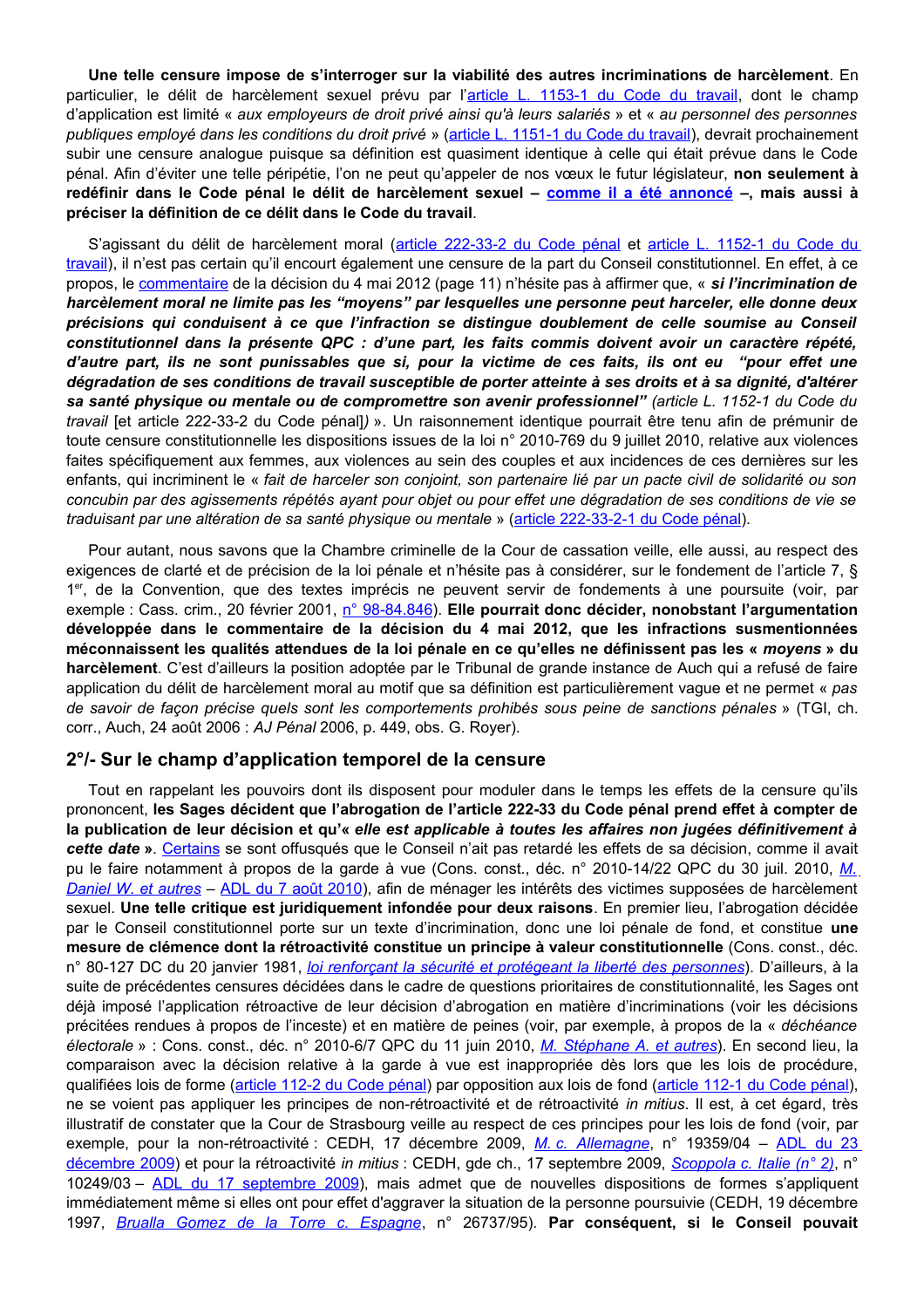**Une telle censure impose de s'interroger sur la viabilité des autres incriminations de harcèlement**. En particulier, le délit de harcèlement sexuel prévu par l'article L. 1153-1 du Code du travail, dont le champ d'application est limité « *aux employeurs de droit privé ainsi qu'à leurs salariés* » et « *au personnel des personnes publiques employé dans les conditions du droit privé* » (article L. 1151-1 du Code du travail), devrait prochainement subir une censure analogue puisque sa définition est quasiment identique à celle qui était prévue dans le Code pénal. Afin d'éviter une telle péripétie, l'on ne peut qu'appeler de nos vœux le futur législateur, **non seulement à redéfinir dans le Code pénal le délit de harcèlement sexuel – comme il a été annoncé –, mais aussi à préciser la définition de ce délit dans le Code du travail**.

S'agissant du délit de harcèlement moral (article 222-33-2 du Code pénal et article L. 1152-1 du Code du travail), il n'est pas certain qu'il encourt également une censure de la part du Conseil constitutionnel. En effet, à ce propos, le commentaire de la décision du 4 mai 2012 (page 11) n'hésite pas à affirmer que, « ***si l'incrimination de harcèlement moral ne limite pas les "moyens" par lesquelles une personne peut harceler, elle donne deux précisions qui conduisent à ce que l'infraction se distingue doublement de celle soumise au Conseil constitutionnel dans la présente QPC : d'une part, les faits commis doivent avoir un caractère répété, d'autre part, ils ne sont punissables que si, pour la victime de ces faits, ils ont eu "pour effet une dégradation de ses conditions de travail susceptible de porter atteinte à ses droits et à sa dignité, d'altérer sa santé physique ou mentale ou de compromettre son avenir professionnel"*** *(article L. 1152-1 du Code du travail* [et article 222-33-2 du Code pénal]*)* ». Un raisonnement identique pourrait être tenu afin de prémunir de toute censure constitutionnelle les dispositions issues de la loi n° 2010-769 du 9 juillet 2010, relative aux violences faites spécifiquement aux femmes, aux violences au sein des couples et aux incidences de ces dernières sur les enfants, qui incriminent le « *fait de harceler son conjoint, son partenaire lié par un pacte civil de solidarité ou son concubin par des agissements répétés ayant pour objet ou pour effet une dégradation de ses conditions de vie se traduisant par une altération de sa santé physique ou mentale* » (article 222-33-2-1 du Code pénal).

Pour autant, nous savons que la Chambre criminelle de la Cour de cassation veille, elle aussi, au respect des exigences de clarté et de précision de la loi pénale et n'hésite pas à considérer, sur le fondement de l'article 7, § 1er, de la Convention, que des textes imprécis ne peuvent servir de fondements à une poursuite (voir, par exemple : Cass. crim., 20 février 2001, n° 98-84.846). **Elle pourrait donc décider, nonobstant l'argumentation développée dans le commentaire de la décision du 4 mai 2012, que les infractions susmentionnées méconnaissent les qualités attendues de la loi pénale en ce qu'elles ne définissent pas les «** ***moyens*** **» du harcèlement**. C'est d'ailleurs la position adoptée par le Tribunal de grande instance de Auch qui a refusé de faire application du délit de harcèlement moral au motif que sa définition est particulièrement vague et ne permet « *pas de savoir de façon précise quels sont les comportements prohibés sous peine de sanctions pénales* » (TGI, ch. corr., Auch, 24 août 2006 : *AJ Pénal* 2006, p. 449, obs. G. Royer).

## 2°/- Sur le champ d'application temporel de la censure

Tout en rappelant les pouvoirs dont ils disposent pour moduler dans le temps les effets de la censure qu'ils prononcent, **les Sages décident que l'abrogation de l'article 222-33 du Code pénal prend effet à compter de la publication de leur décision et qu'«** ***elle est applicable à toutes les affaires non jugées définitivement à cette date*** **»**. Certains se sont offusqués que le Conseil n'ait pas retardé les effets de sa décision, comme il avait pu le faire notamment à propos de la garde à vue (Cons. const., déc. n° 2010-14/22 QPC du 30 juil. 2010, *M. Daniel W. et autres* – ADL du 7 août 2010), afin de ménager les intérêts des victimes supposées de harcèlement sexuel. **Une telle critique est juridiquement infondée pour deux raisons**. En premier lieu, l'abrogation décidée par le Conseil constitutionnel porte sur un texte d'incrimination, donc une loi pénale de fond, et constitue **une mesure de clémence dont la rétroactivité constitue un principe à valeur constitutionnelle** (Cons. const., déc. n° 80-127 DC du 20 janvier 1981, *loi renforçant la sécurité et protégeant la liberté des personnes*). D'ailleurs, à la suite de précédentes censures décidées dans le cadre de questions prioritaires de constitutionnalité, les Sages ont déjà imposé l'application rétroactive de leur décision d'abrogation en matière d'incriminations (voir les décisions précitées rendues à propos de l'inceste) et en matière de peines (voir, par exemple, à propos de la « *déchéance électorale* » : Cons. const., déc. n° 2010-6/7 QPC du 11 juin 2010, *M. Stéphane A. et autres*). En second lieu, la comparaison avec la décision relative à la garde à vue est inappropriée dès lors que les lois de procédure, qualifiées lois de forme (article 112-2 du Code pénal) par opposition aux lois de fond (article 112-1 du Code pénal), ne se voient pas appliquer les principes de non-rétroactivité et de rétroactivité *in mitius*. Il est, à cet égard, très illustratif de constater que la Cour de Strasbourg veille au respect de ces principes pour les lois de fond (voir, par exemple, pour la non-rétroactivité : CEDH, 17 décembre 2009, *M. c. Allemagne*, n° 19359/04 – ADL du 23 décembre 2009) et pour la rétroactivité *in mitius* : CEDH, gde ch., 17 septembre 2009, *Scoppola c. Italie (n° 2)*, n° 10249/03 – ADL du 17 septembre 2009), mais admet que de nouvelles dispositions de formes s'appliquent immédiatement même si elles ont pour effet d'aggraver la situation de la personne poursuivie (CEDH, 19 décembre 1997, *Brualla Gomez de la Torre c. Espagne*, n° 26737/95). **Par conséquent, si le Conseil pouvait**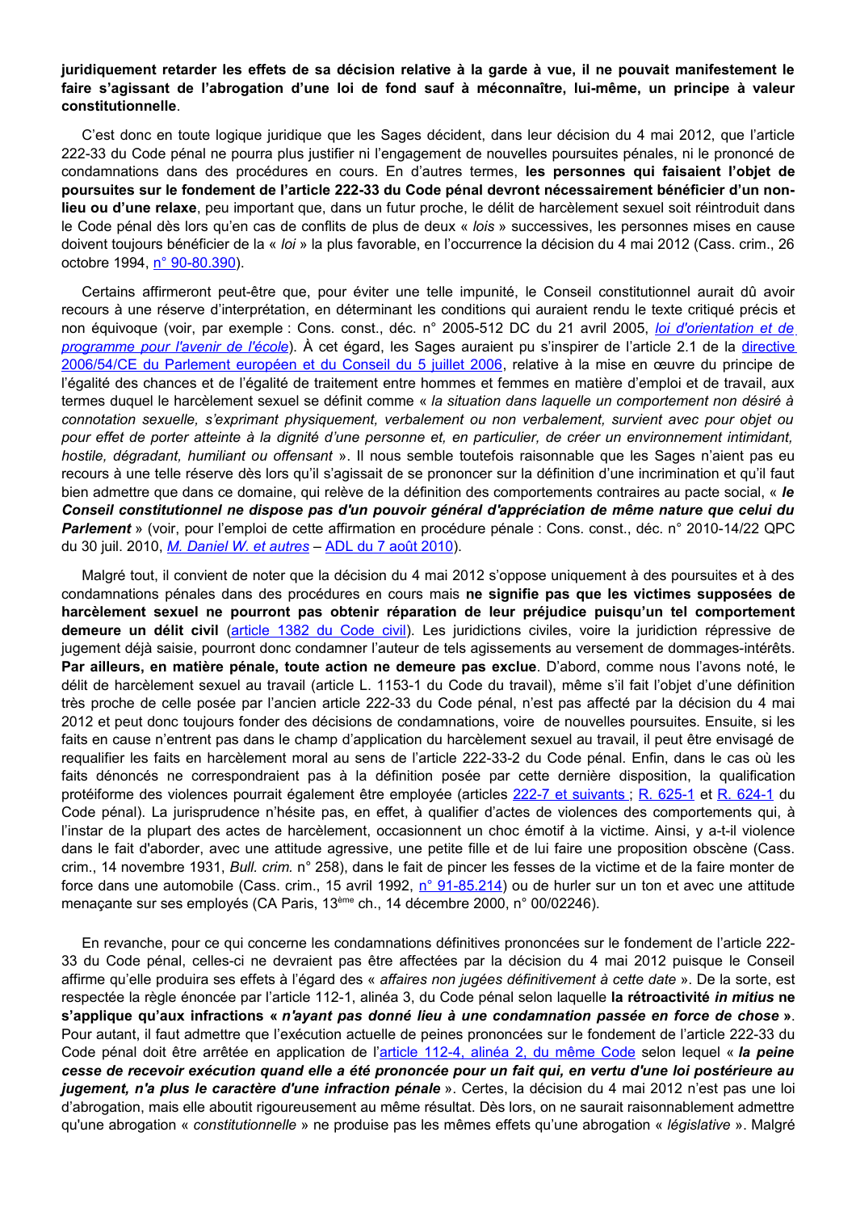**juridiquement retarder les effets de sa décision relative à la garde à vue, il ne pouvait manifestement le faire s'agissant de l'abrogation d'une loi de fond sauf à méconnaître, lui-même, un principe à valeur constitutionnelle**.

C'est donc en toute logique juridique que les Sages décident, dans leur décision du 4 mai 2012, que l'article 222-33 du Code pénal ne pourra plus justifier ni l'engagement de nouvelles poursuites pénales, ni le prononcé de condamnations dans des procédures en cours. En d'autres termes, **les personnes qui faisaient l'objet de poursuites sur le fondement de l'article 222-33 du Code pénal devront nécessairement bénéficier d'un non-lieu ou d'une relaxe**, peu important que, dans un futur proche, le délit de harcèlement sexuel soit réintroduit dans le Code pénal dès lors qu'en cas de conflits de plus de deux « *lois* » successives, les personnes mises en cause doivent toujours bénéficier de la « *loi* » la plus favorable, en l'occurrence la décision du 4 mai 2012 (Cass. crim., 26 octobre 1994, n° 90-80.390).

Certains affirmeront peut-être que, pour éviter une telle impunité, le Conseil constitutionnel aurait dû avoir recours à une réserve d'interprétation, en déterminant les conditions qui auraient rendu le texte critiqué précis et non équivoque (voir, par exemple : Cons. const., déc. n° 2005-512 DC du 21 avril 2005, *loi d'orientation et de programme pour l'avenir de l'école*). À cet égard, les Sages auraient pu s'inspirer de l'article 2.1 de la directive 2006/54/CE du Parlement européen et du Conseil du 5 juillet 2006, relative à la mise en œuvre du principe de l'égalité des chances et de l'égalité de traitement entre hommes et femmes en matière d'emploi et de travail, aux termes duquel le harcèlement sexuel se définit comme « *la situation dans laquelle un comportement non désiré à connotation sexuelle, s'exprimant physiquement, verbalement ou non verbalement, survient avec pour objet ou pour effet de porter atteinte à la dignité d'une personne et, en particulier, de créer un environnement intimidant, hostile, dégradant, humiliant ou offensant* ». Il nous semble toutefois raisonnable que les Sages n'aient pas eu recours à une telle réserve dès lors qu'il s'agissait de se prononcer sur la définition d'une incrimination et qu'il faut bien admettre que dans ce domaine, qui relève de la définition des comportements contraires au pacte social, « ***le Conseil constitutionnel ne dispose pas d'un pouvoir général d'appréciation de même nature que celui du Parlement*** » (voir, pour l'emploi de cette affirmation en procédure pénale : Cons. const., déc. n° 2010-14/22 QPC du 30 juil. 2010, *M. Daniel W. et autres* – ADL du 7 août 2010).

Malgré tout, il convient de noter que la décision du 4 mai 2012 s'oppose uniquement à des poursuites et à des condamnations pénales dans des procédures en cours mais **ne signifie pas que les victimes supposées de harcèlement sexuel ne pourront pas obtenir réparation de leur préjudice puisqu'un tel comportement demeure un délit civil** (article 1382 du Code civil). Les juridictions civiles, voire la juridiction répressive de jugement déjà saisie, pourront donc condamner l'auteur de tels agissements au versement de dommages-intérêts. **Par ailleurs, en matière pénale, toute action ne demeure pas exclue**. D'abord, comme nous l'avons noté, le délit de harcèlement sexuel au travail (article L. 1153-1 du Code du travail), même s'il fait l'objet d'une définition très proche de celle posée par l'ancien article 222-33 du Code pénal, n'est pas affecté par la décision du 4 mai 2012 et peut donc toujours fonder des décisions de condamnations, voire de nouvelles poursuites. Ensuite, si les faits en cause n'entrent pas dans le champ d'application du harcèlement sexuel au travail, il peut être envisagé de requalifier les faits en harcèlement moral au sens de l'article 222-33-2 du Code pénal. Enfin, dans le cas où les faits dénoncés ne correspondraient pas à la définition posée par cette dernière disposition, la qualification protéiforme des violences pourrait également être employée (articles 222-7 et suivants ; R. 625-1 et R. 624-1 du Code pénal). La jurisprudence n'hésite pas, en effet, à qualifier d'actes de violences des comportements qui, à l'instar de la plupart des actes de harcèlement, occasionnent un choc émotif à la victime. Ainsi, y a-t-il violence dans le fait d'aborder, avec une attitude agressive, une petite fille et de lui faire une proposition obscène (Cass. crim., 14 novembre 1931, *Bull. crim.* n° 258), dans le fait de pincer les fesses de la victime et de la faire monter de force dans une automobile (Cass. crim., 15 avril 1992, n° 91-85.214) ou de hurler sur un ton et avec une attitude menaçante sur ses employés (CA Paris, 13ème ch., 14 décembre 2000, n° 00/02246).

En revanche, pour ce qui concerne les condamnations définitives prononcées sur le fondement de l'article 222-33 du Code pénal, celles-ci ne devraient pas être affectées par la décision du 4 mai 2012 puisque le Conseil affirme qu'elle produira ses effets à l'égard des « *affaires non jugées définitivement à cette date* ». De la sorte, est respectée la règle énoncée par l'article 112-1, alinéa 3, du Code pénal selon laquelle **la rétroactivité *in mitius* ne s'applique qu'aux infractions « *n'ayant pas donné lieu à une condamnation passée en force de chose* »**. Pour autant, il faut admettre que l'exécution actuelle de peines prononcées sur le fondement de l'article 222-33 du Code pénal doit être arrêtée en application de l'article 112-4, alinéa 2, du même Code selon lequel « ***la peine cesse de recevoir exécution quand elle a été prononcée pour un fait qui, en vertu d'une loi postérieure au jugement, n'a plus le caractère d'une infraction pénale*** ». Certes, la décision du 4 mai 2012 n'est pas une loi d'abrogation, mais elle aboutit rigoureusement au même résultat. Dès lors, on ne saurait raisonnablement admettre qu'une abrogation « *constitutionnelle* » ne produise pas les mêmes effets qu'une abrogation « *législative* ». Malgré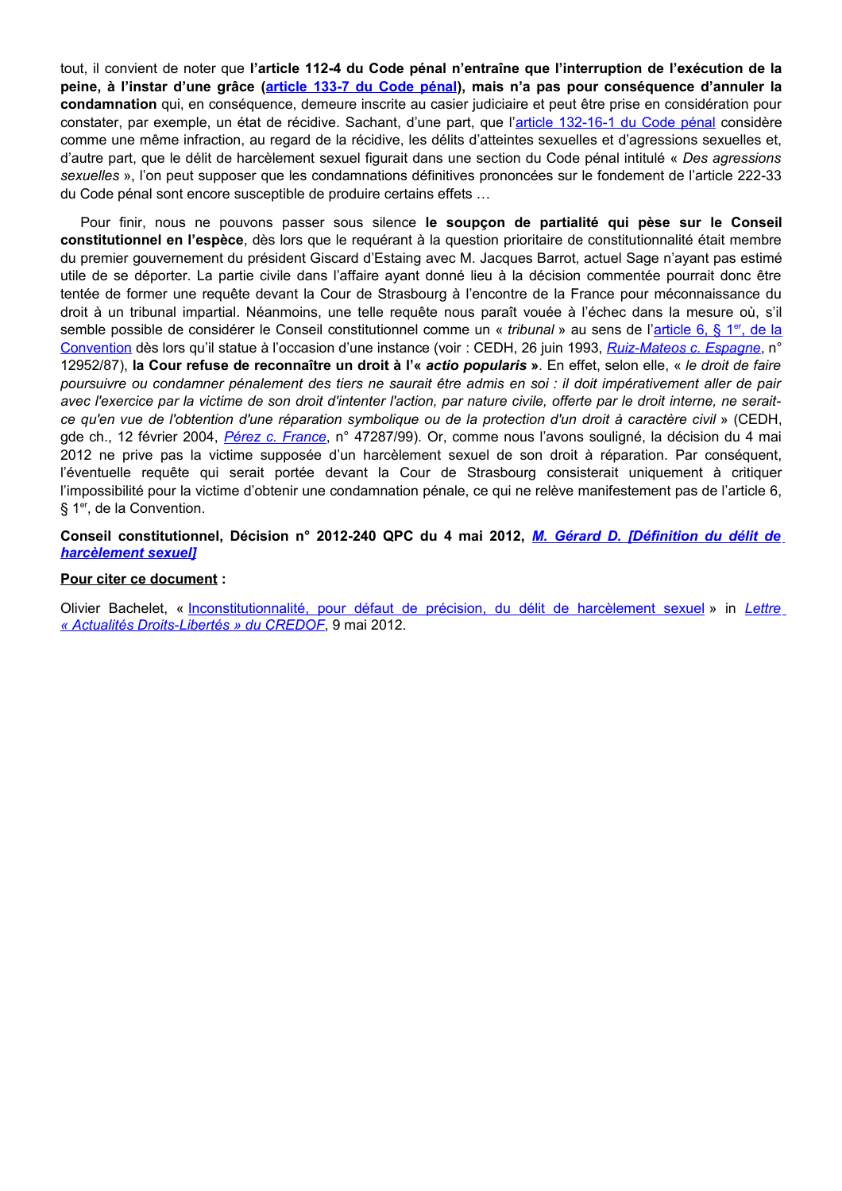tout, il convient de noter que **l'article 112-4 du Code pénal n'entraîne que l'interruption de l'exécution de la peine, à l'instar d'une grâce ([article 133-7 du Code pénal](#)), mais n'a pas pour conséquence d'annuler la condamnation** qui, en conséquence, demeure inscrite au casier judiciaire et peut être prise en considération pour constater, par exemple, un état de récidive. Sachant, d'une part, que l'[article 132-16-1 du Code pénal](#) considère comme une même infraction, au regard de la récidive, les délits d'atteintes sexuelles et d'agressions sexuelles et, d'autre part, que le délit de harcèlement sexuel figurait dans une section du Code pénal intitulé « *Des agressions sexuelles* », l'on peut supposer que les condamnations définitives prononcées sur le fondement de l'article 222-33 du Code pénal sont encore susceptible de produire certains effets …

Pour finir, nous ne pouvons passer sous silence **le soupçon de partialité qui pèse sur le Conseil constitutionnel en l'espèce**, dès lors que le requérant à la question prioritaire de constitutionnalité était membre du premier gouvernement du président Giscard d'Estaing avec M. Jacques Barrot, actuel Sage n'ayant pas estimé utile de se déporter. La partie civile dans l'affaire ayant donné lieu à la décision commentée pourrait donc être tentée de former une requête devant la Cour de Strasbourg à l'encontre de la France pour méconnaissance du droit à un tribunal impartial. Néanmoins, une telle requête nous paraît vouée à l'échec dans la mesure où, s'il semble possible de considérer le Conseil constitutionnel comme un « *tribunal* » au sens de l'[article 6, § 1er, de la Convention](#) dès lors qu'il statue à l'occasion d'une instance (voir : CEDH, 26 juin 1993, *[Ruiz-Mateos c. Espagne](#)*, n° 12952/87), **la Cour refuse de reconnaître un droit à l'« *actio popularis* »**. En effet, selon elle, « *le droit de faire poursuivre ou condamner pénalement des tiers ne saurait être admis en soi : il doit impérativement aller de pair avec l'exercice par la victime de son droit d'intenter l'action, par nature civile, offerte par le droit interne, ne serait-ce qu'en vue de l'obtention d'une réparation symbolique ou de la protection d'un droit à caractère civil* » (CEDH, gde ch., 12 février 2004, *[Pérez c. France](#)*, n° 47287/99). Or, comme nous l'avons souligné, la décision du 4 mai 2012 ne prive pas la victime supposée d'un harcèlement sexuel de son droit à réparation. Par conséquent, l'éventuelle requête qui serait portée devant la Cour de Strasbourg consisterait uniquement à critiquer l'impossibilité pour la victime d'obtenir une condamnation pénale, ce qui ne relève manifestement pas de l'article 6, § 1er, de la Convention.

**Conseil constitutionnel, Décision n° 2012-240 QPC du 4 mai 2012, *[M. Gérard D. [Définition du délit de harcèlement sexuel]](#)***

**Pour citer ce document :**

Olivier Bachelet, « [Inconstitutionnalité, pour défaut de précision, du délit de harcèlement sexuel](#) » in *[Lettre « Actualités Droits-Libertés » du CREDOF](#)*, 9 mai 2012.